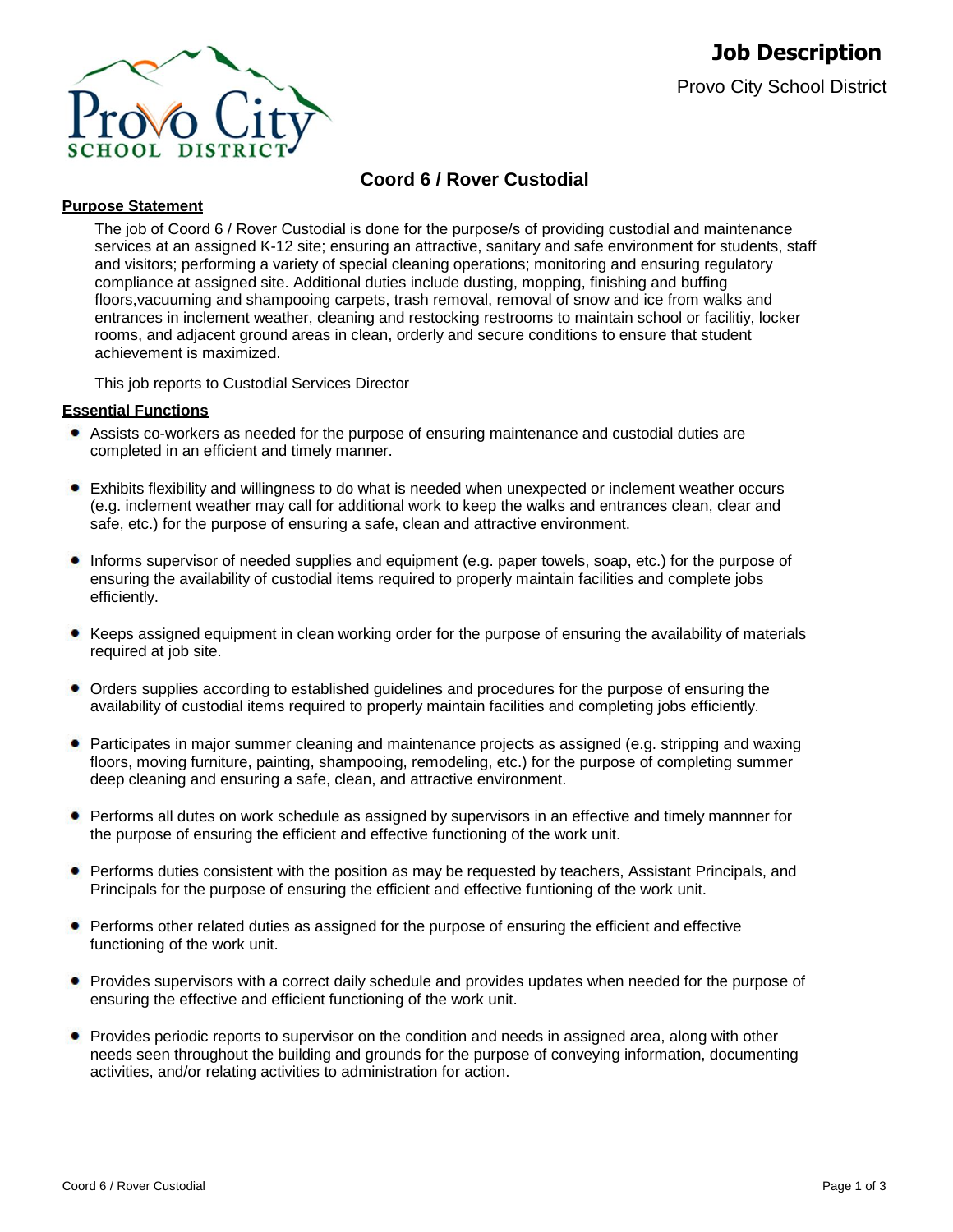# Job Description

Provo City School District

## Coord 6 / Rover Custodial

### Purpose Statement

The job of Coord 6 / Rover Custodial is done for the purpose/s of providing custodial and maintenance services at an assigned K-12 site; ensuring an attractive, sanitary and safe environment for students, staff and visitors; performing a variety of special cleaning operations; monitoring and ensuring regulatory compliance at assigned site. Additional duties include dusting, mopping, finishing and buffing floors,vacuuming and shampooing carpets, trash removal, removal of snow and ice from walks and entrances in inclement weather, cleaning and restocking restrooms to maintain school or facilitiy, locker rooms, and adjacent ground areas in clean, orderly and secure conditions to ensure that student achievement is maximized.

This job reports to Custodial Services Director

### Essential Functions

- Assists co-workers as needed for the purpose of ensuring maintenance and custodial duties are completed in an efficient and timely manner.
- Exhibits flexibility and willingness to do what is needed when unexpected or inclement weather occurs (e.g. inclement weather may call for additional work to keep the walks and entrances clean, clear and safe, etc.) for the purpose of ensuring a safe, clean and attractive environment.
- Informs supervisor of needed supplies and equipment (e.g. paper towels, soap, etc.) for the purpose of ensuring the availability of custodial items required to properly maintain facilities and complete jobs efficiently.
- Keeps assigned equipment in clean working order for the purpose of ensuring the availability of materials required at job site.
- Orders supplies according to established guidelines and procedures for the purpose of ensuring the availability of custodial items required to properly maintain facilities and completing jobs efficiently.
- Participates in major summer cleaning and maintenance projects as assigned (e.g. stripping and waxing floors, moving furniture, painting, shampooing, remodeling, etc.) for the purpose of completing summer deep cleaning and ensuring a safe, clean, and attractive environment.
- Performs all dutes on work schedule as assigned by supervisors in an effective and timely mannner for the purpose of ensuring the efficient and effective functioning of the work unit.
- Performs duties consistent with the position as may be requested by teachers, Assistant Principals, and Principals for the purpose of ensuring the efficient and effective funtioning of the work unit.
- Performs other related duties as assigned for the purpose of ensuring the efficient and effective functioning of the work unit.
- Provides supervisors with a correct daily schedule and provides updates when needed for the purpose of ensuring the effective and efficient functioning of the work unit.
- Provides periodic reports to supervisor on the condition and needs in assigned area, along with other needs seen throughout the building and grounds for the purpose of conveying information, documenting activities, and/or relating activities to administration for action.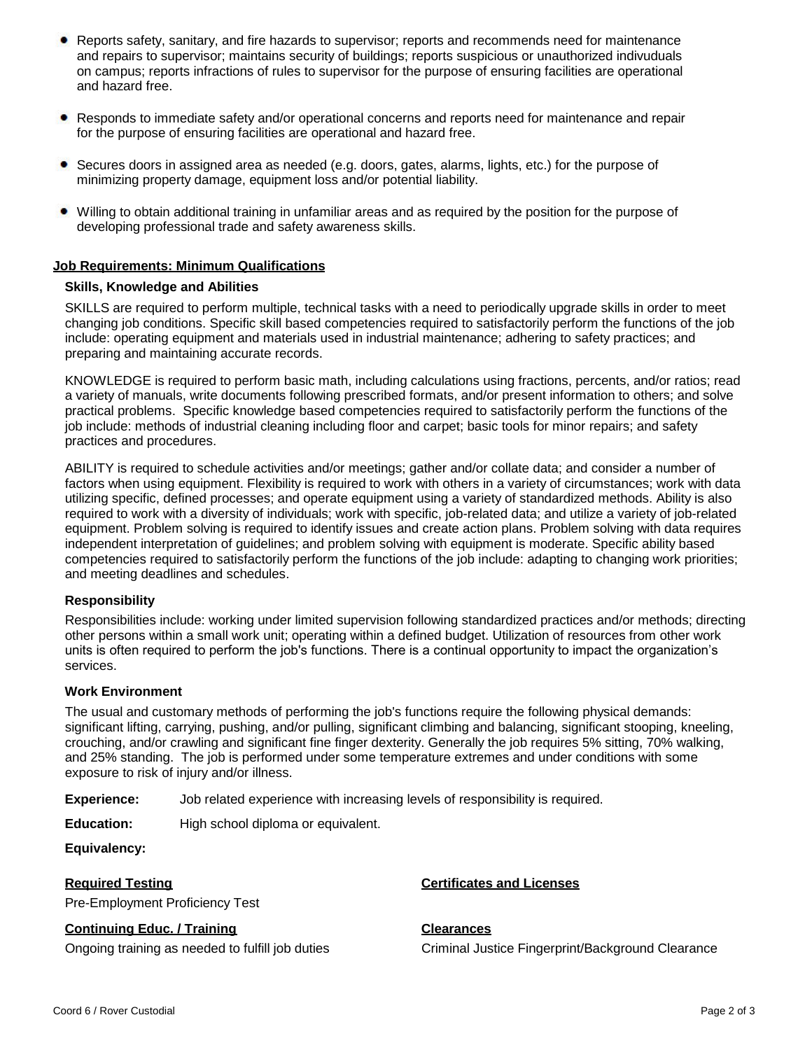- Reports safety, sanitary, and fire hazards to supervisor; reports and recommends need for maintenance and repairs to supervisor; maintains security of buildings; reports suspicious or unauthorized indivuduals on campus; reports infractions of rules to supervisor for the purpose of ensuring facilities are operational and hazard free.
- Responds to immediate safety and/or operational concerns and reports need for maintenance and repair for the purpose of ensuring facilities are operational and hazard free.
- Secures doors in assigned area as needed (e.g. doors, gates, alarms, lights, etc.) for the purpose of minimizing property damage, equipment loss and/or potential liability.
- Willing to obtain additional training in unfamiliar areas and as required by the position for the purpose of developing professional trade and safety awareness skills.

## Job Requirements: Minimum Qualifications

### Skills, Knowledge and Abilities

SKILLS are required to perform multiple, technical tasks with a need to periodically upgrade skills in order to meet changing job conditions. Specific skill based competencies required to satisfactorily perform the functions of the job include: operating equipment and materials used in industrial maintenance; adhering to safety practices; and preparing and maintaining accurate records.

KNOWLEDGE is required to perform basic math, including calculations using fractions, percents, and/or ratios; read a variety of manuals, write documents following prescribed formats, and/or present information to others; and solve practical problems. Specific knowledge based competencies required to satisfactorily perform the functions of the job include: methods of industrial cleaning including floor and carpet; basic tools for minor repairs; and safety practices and procedures.

ABILITY is required to schedule activities and/or meetings; gather and/or collate data; and consider a number of factors when using equipment. Flexibility is required to work with others in a variety of circumstances; work with data utilizing specific, defined processes; and operate equipment using a variety of standardized methods. Ability is also required to work with a diversity of individuals; work with specific, job-related data; and utilize a variety of job-related equipment. Problem solving is required to identify issues and create action plans. Problem solving with data requires independent interpretation of guidelines; and problem solving with equipment is moderate. Specific ability based competencies required to satisfactorily perform the functions of the job include: adapting to changing work priorities; and meeting deadlines and schedules.

### Responsibility

Responsibilities include: working under limited supervision following standardized practices and/or methods; directing other persons within a small work unit; operating within a defined budget. Utilization of resources from other work units is often required to perform the job's functions. There is a continual opportunity to impact the organization's services.

### Work Environment

The usual and customary methods of performing the job's functions require the following physical demands: significant lifting, carrying, pushing, and/or pulling, significant climbing and balancing, significant stooping, kneeling, crouching, and/or crawling and significant fine finger dexterity. Generally the job requires 5% sitting, 70% walking, and 25% standing. The job is performed under some temperature extremes and under conditions with some exposure to risk of injury and/or illness.

**Experience:** Job related experience with increasing levels of responsibility is required.

**Education:** High school diploma or equivalent.

**Equivalency:**

**Required Testing**

Pre-Employment Proficiency Test

**Continuing Educ. / Training**

Ongoing training as needed to fulfill job duties

**Certificates and Licenses**

**Clearances**

Criminal Justice Fingerprint/Background Clearance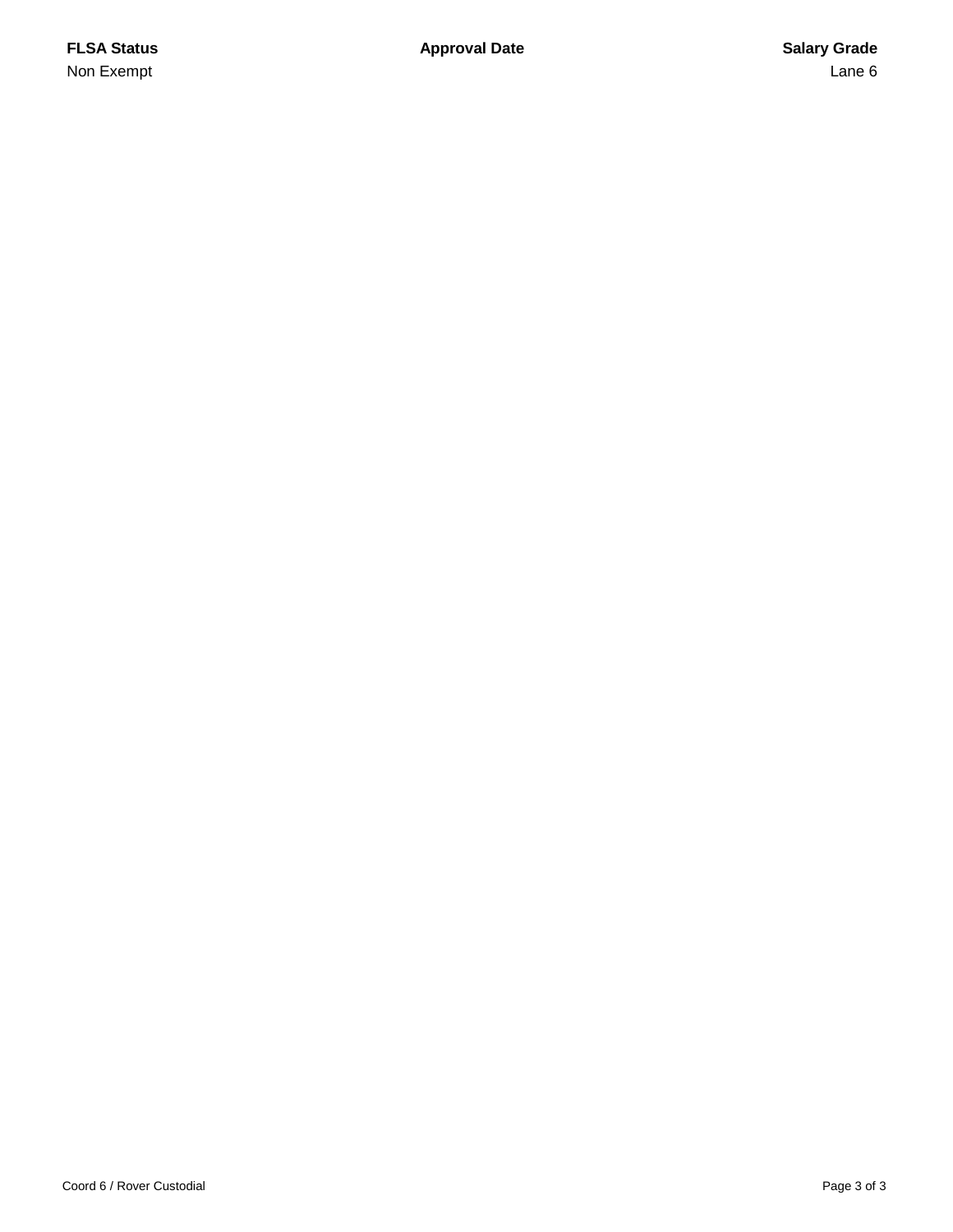| FLSA Status | Approval Date | Salary Grade |
|---|---|---|
| Non Exempt | | Lane 6 |